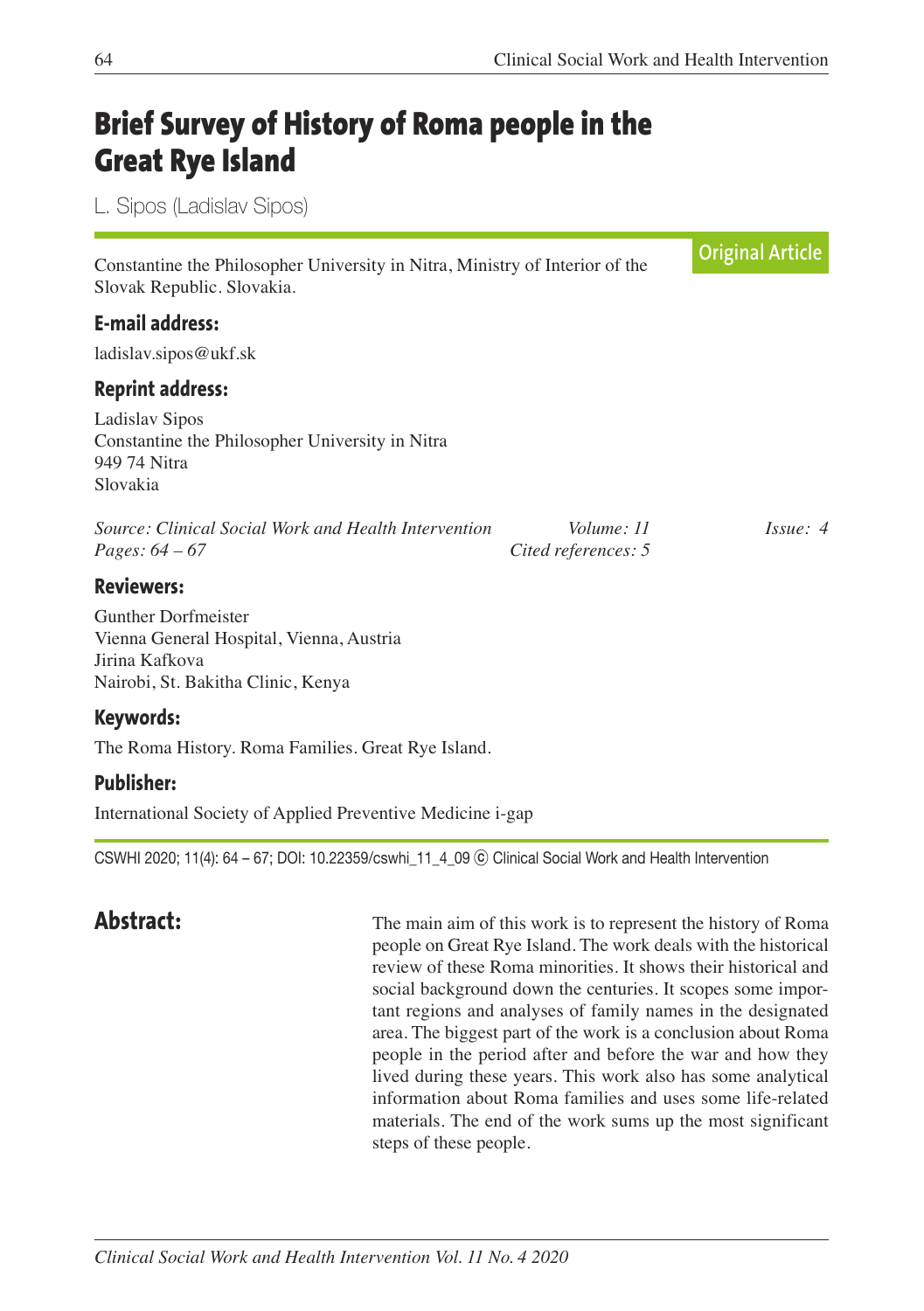# Brief Survey of History of Roma people in the Great Rye Island

L. Sipos (Ladislav Sipos)

**Original Article**

Constantine the Philosopher University in Nitra, Ministry of Interior of the Slovak Republic. Slovakia.

### E-mail address:

ladislav.sipos@ukf.sk

### Reprint address:

Ladislav Sipos
Constantine the Philosopher University in Nitra
949 74 Nitra
Slovakia

*Source: Clinical Social Work and Health Intervention* *Volume: 11* *Issue: 4*
*Pages: 64 – 67* *Cited references: 5*

### Reviewers:

Gunther Dorfmeister
Vienna General Hospital, Vienna, Austria
Jirina Kafkova
Nairobi, St. Bakitha Clinic, Kenya

### Keywords:

The Roma History. Roma Families. Great Rye Island.

### Publisher:

International Society of Applied Preventive Medicine i-gap

CSWHI 2020; 11(4): 64 – 67; DOI: 10.22359/cswhi_11_4_09 © Clinical Social Work and Health Intervention

## Abstract:

The main aim of this work is to represent the history of Roma people on Great Rye Island. The work deals with the historical review of these Roma minorities. It shows their historical and social background down the centuries. It scopes some important regions and analyses of family names in the designated area. The biggest part of the work is a conclusion about Roma people in the period after and before the war and how they lived during these years. This work also has some analytical information about Roma families and uses some life-related materials. The end of the work sums up the most significant steps of these people.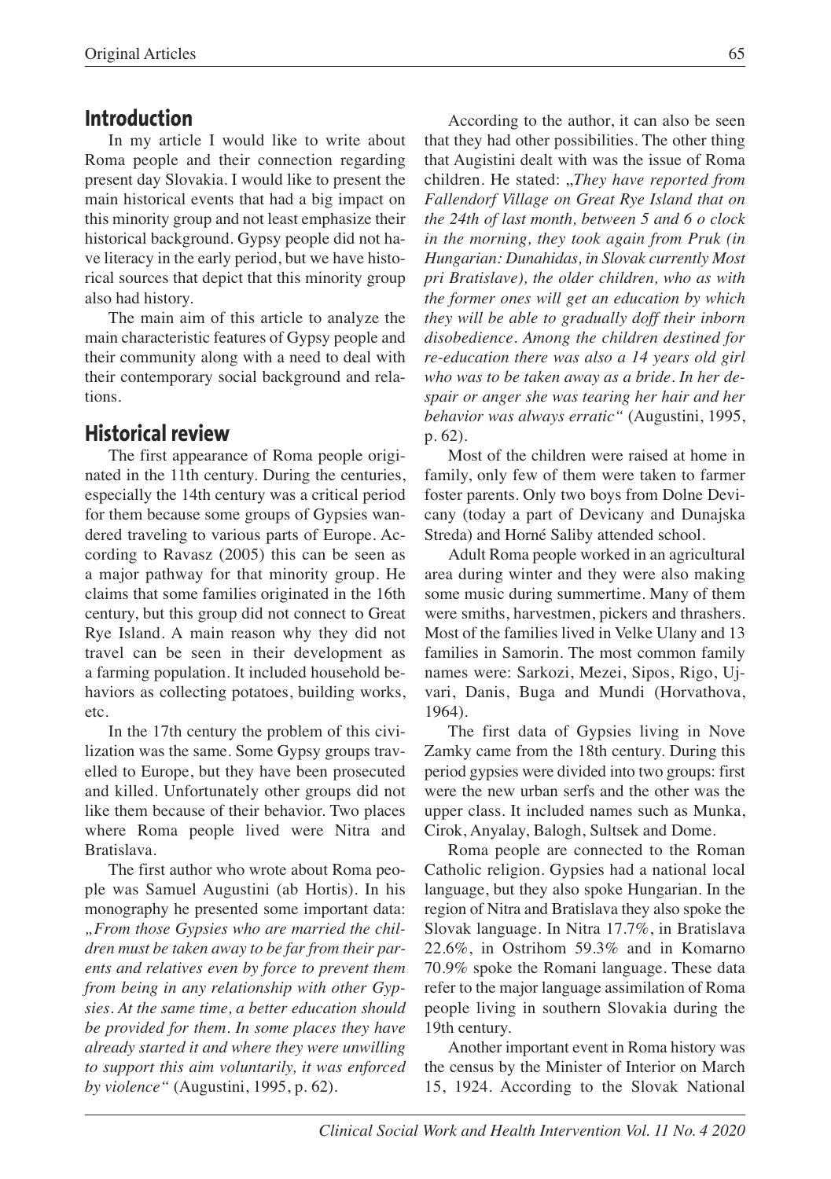## Introduction

In my article I would like to write about Roma people and their connection regarding present day Slovakia. I would like to present the main historical events that had a big impact on this minority group and not least emphasize their historical background. Gypsy people did not have literacy in the early period, but we have historical sources that depict that this minority group also had history.

The main aim of this article to analyze the main characteristic features of Gypsy people and their community along with a need to deal with their contemporary social background and relations.

## Historical review

The first appearance of Roma people originated in the 11th century. During the centuries, especially the 14th century was a critical period for them because some groups of Gypsies wandered traveling to various parts of Europe. According to Ravasz (2005) this can be seen as a major pathway for that minority group. He claims that some families originated in the 16th century, but this group did not connect to Great Rye Island. A main reason why they did not travel can be seen in their development as a farming population. It included household behaviors as collecting potatoes, building works, etc.

In the 17th century the problem of this civilization was the same. Some Gypsy groups travelled to Europe, but they have been prosecuted and killed. Unfortunately other groups did not like them because of their behavior. Two places where Roma people lived were Nitra and Bratislava.

The first author who wrote about Roma people was Samuel Augustini (ab Hortis). In his monography he presented some important data: *„From those Gypsies who are married the children must be taken away to be far from their parents and relatives even by force to prevent them from being in any relationship with other Gypsies. At the same time, a better education should be provided for them. In some places they have already started it and where they were unwilling to support this aim voluntarily, it was enforced by violence"* (Augustini, 1995, p. 62).

According to the author, it can also be seen that they had other possibilities. The other thing that Augistini dealt with was the issue of Roma children. He stated: *„They have reported from Fallendorf Village on Great Rye Island that on the 24th of last month, between 5 and 6 o clock in the morning, they took again from Pruk (in Hungarian: Dunahidas, in Slovak currently Most pri Bratislave), the older children, who as with the former ones will get an education by which they will be able to gradually doff their inborn disobedience. Among the children destined for re-education there was also a 14 years old girl who was to be taken away as a bride. In her despair or anger she was tearing her hair and her behavior was always erratic"* (Augustini, 1995, p. 62).

Most of the children were raised at home in family, only few of them were taken to farmer foster parents. Only two boys from Dolne Devicany (today a part of Devicany and Dunajska Streda) and Horné Saliby attended school.

Adult Roma people worked in an agricultural area during winter and they were also making some music during summertime. Many of them were smiths, harvestmen, pickers and thrashers. Most of the families lived in Velke Ulany and 13 families in Samorin. The most common family names were: Sarkozi, Mezei, Sipos, Rigo, Ujvari, Danis, Buga and Mundi (Horvathova, 1964).

The first data of Gypsies living in Nove Zamky came from the 18th century. During this period gypsies were divided into two groups: first were the new urban serfs and the other was the upper class. It included names such as Munka, Cirok, Anyalay, Balogh, Sultsek and Dome.

Roma people are connected to the Roman Catholic religion. Gypsies had a national local language, but they also spoke Hungarian. In the region of Nitra and Bratislava they also spoke the Slovak language. In Nitra 17.7%, in Bratislava 22.6%, in Ostrihom 59.3% and in Komarno 70.9% spoke the Romani language. These data refer to the major language assimilation of Roma people living in southern Slovakia during the 19th century.

Another important event in Roma history was the census by the Minister of Interior on March 15, 1924. According to the Slovak National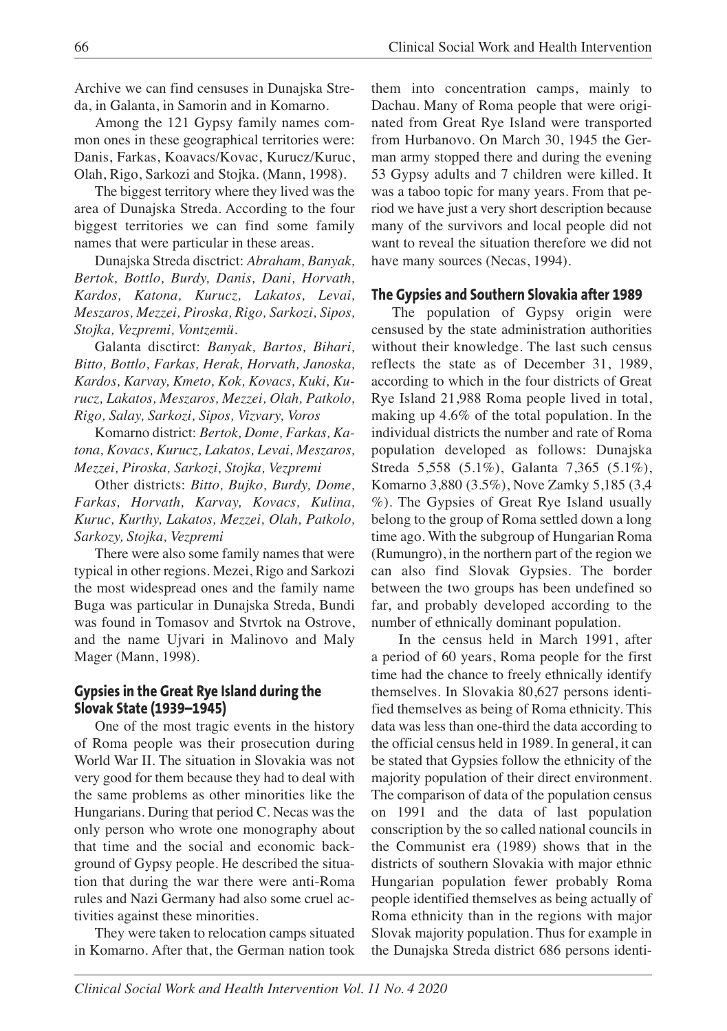Archive we can find censuses in Dunajska Streda, in Galanta, in Samorin and in Komarno.

Among the 121 Gypsy family names common ones in these geographical territories were: Danis, Farkas, Koavacs/Kovac, Kurucz/Kuruc, Olah, Rigo, Sarkozi and Stojka. (Mann, 1998).

The biggest territory where they lived was the area of Dunajska Streda. According to the four biggest territories we can find some family names that were particular in these areas.

Dunajska Streda disctrict: *Abraham, Banyak, Bertok, Bottlo, Burdy, Danis, Dani, Horvath, Kardos, Katona, Kurucz, Lakatos, Levai, Meszaros, Mezzei, Piroska, Rigo, Sarkozi, Sipos, Stojka, Vezpremi, Vontzemü.*

Galanta disctirct: *Banyak, Bartos, Bihari, Bitto, Bottlo, Farkas, Herak, Horvath, Janoska, Kardos, Karvay, Kmeto, Kok, Kovacs, Kuki, Kurucz, Lakatos, Meszaros, Mezzei, Olah, Patkolo, Rigo, Salay, Sarkozi, Sipos, Vizvary, Voros*

Komarno district: *Bertok, Dome, Farkas, Katona, Kovacs, Kurucz, Lakatos, Levai, Meszaros, Mezzei, Piroska, Sarkozi, Stojka, Vezpremi*

Other districts: *Bitto, Bujko, Burdy, Dome, Farkas, Horvath, Karvay, Kovacs, Kulina, Kuruc, Kurthy, Lakatos, Mezzei, Olah, Patkolo, Sarkozy, Stojka, Vezpremi*

There were also some family names that were typical in other regions. Mezei, Rigo and Sarkozi the most widespread ones and the family name Buga was particular in Dunajska Streda, Bundi was found in Tomasov and Stvrtok na Ostrove, and the name Ujvari in Malinovo and Maly Mager (Mann, 1998).

## Gypsies in the Great Rye Island during the Slovak State (1939–1945)

One of the most tragic events in the history of Roma people was their prosecution during World War II. The situation in Slovakia was not very good for them because they had to deal with the same problems as other minorities like the Hungarians. During that period C. Necas was the only person who wrote one monography about that time and the social and economic background of Gypsy people. He described the situation that during the war there were anti-Roma rules and Nazi Germany had also some cruel activities against these minorities.

They were taken to relocation camps situated in Komarno. After that, the German nation took them into concentration camps, mainly to Dachau. Many of Roma people that were originated from Great Rye Island were transported from Hurbanovo. On March 30, 1945 the German army stopped there and during the evening 53 Gypsy adults and 7 children were killed. It was a taboo topic for many years. From that period we have just a very short description because many of the survivors and local people did not want to reveal the situation therefore we did not have many sources (Necas, 1994).

## The Gypsies and Southern Slovakia after 1989

The population of Gypsy origin were censused by the state administration authorities without their knowledge. The last such census reflects the state as of December 31, 1989, according to which in the four districts of Great Rye Island 21,988 Roma people lived in total, making up 4.6% of the total population. In the individual districts the number and rate of Roma population developed as follows: Dunajska Streda 5,558 (5.1%), Galanta 7,365 (5.1%), Komarno 3,880 (3.5%), Nove Zamky 5,185 (3,4 %). The Gypsies of Great Rye Island usually belong to the group of Roma settled down a long time ago. With the subgroup of Hungarian Roma (Rumungro), in the northern part of the region we can also find Slovak Gypsies. The border between the two groups has been undefined so far, and probably developed according to the number of ethnically dominant population.

In the census held in March 1991, after a period of 60 years, Roma people for the first time had the chance to freely ethnically identify themselves. In Slovakia 80,627 persons identified themselves as being of Roma ethnicity. This data was less than one-third the data according to the official census held in 1989. In general, it can be stated that Gypsies follow the ethnicity of the majority population of their direct environment. The comparison of data of the population census on 1991 and the data of last population conscription by the so called national councils in the Communist era (1989) shows that in the districts of southern Slovakia with major ethnic Hungarian population fewer probably Roma people identified themselves as being actually of Roma ethnicity than in the regions with major Slovak majority population. Thus for example in the Dunajska Streda district 686 persons identi-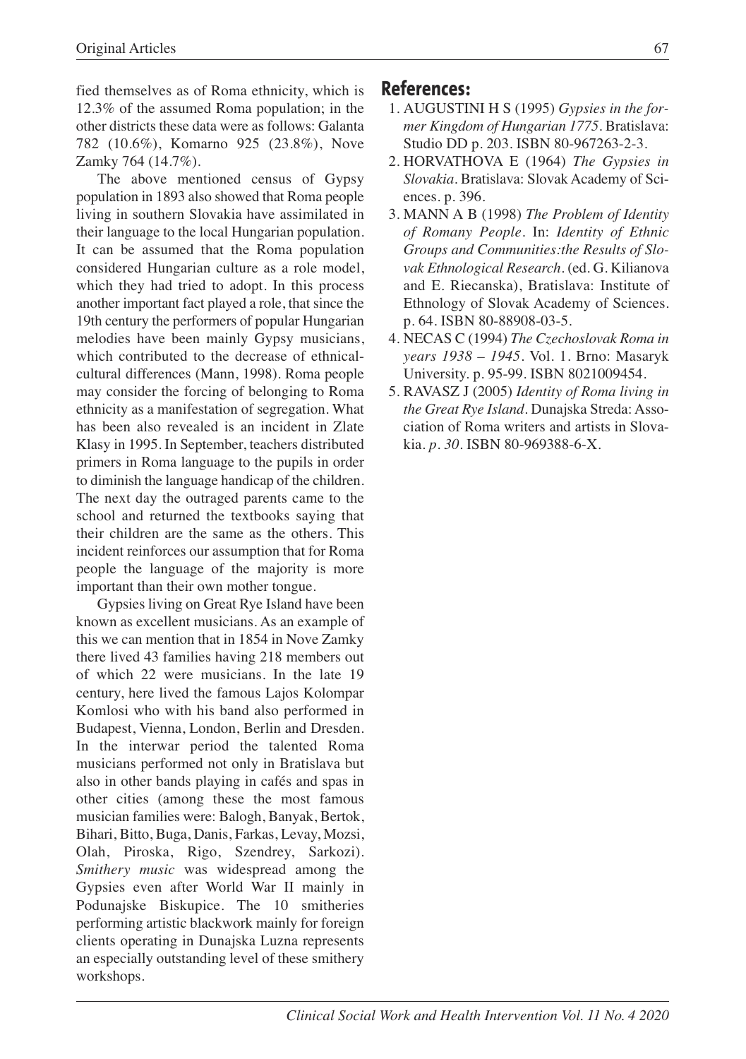fied themselves as of Roma ethnicity, which is 12.3% of the assumed Roma population; in the other districts these data were as follows: Galanta 782 (10.6%), Komarno 925 (23.8%), Nove Zamky 764 (14.7%).

The above mentioned census of Gypsy population in 1893 also showed that Roma people living in southern Slovakia have assimilated in their language to the local Hungarian population. It can be assumed that the Roma population considered Hungarian culture as a role model, which they had tried to adopt. In this process another important fact played a role, that since the 19th century the performers of popular Hungarian melodies have been mainly Gypsy musicians, which contributed to the decrease of ethnical-cultural differences (Mann, 1998). Roma people may consider the forcing of belonging to Roma ethnicity as a manifestation of segregation. What has been also revealed is an incident in Zlate Klasy in 1995. In September, teachers distributed primers in Roma language to the pupils in order to diminish the language handicap of the children. The next day the outraged parents came to the school and returned the textbooks saying that their children are the same as the others. This incident reinforces our assumption that for Roma people the language of the majority is more important than their own mother tongue.

Gypsies living on Great Rye Island have been known as excellent musicians. As an example of this we can mention that in 1854 in Nove Zamky there lived 43 families having 218 members out of which 22 were musicians. In the late 19 century, here lived the famous Lajos Kolompar Komlosi who with his band also performed in Budapest, Vienna, London, Berlin and Dresden. In the interwar period the talented Roma musicians performed not only in Bratislava but also in other bands playing in cafés and spas in other cities (among these the most famous musician families were: Balogh, Banyak, Bertok, Bihari, Bitto, Buga, Danis, Farkas, Levay, Mozsi, Olah, Piroska, Rigo, Szendrey, Sarkozi). *Smithery music* was widespread among the Gypsies even after World War II mainly in Podunajske Biskupice. The 10 smitheries performing artistic blackwork mainly for foreign clients operating in Dunajska Luzna represents an especially outstanding level of these smithery workshops.

## References:

1. AUGUSTINI H S (1995) *Gypsies in the former Kingdom of Hungarian 1775*. Bratislava: Studio DD p. 203. ISBN 80-967263-2-3.
2. HORVATHOVA E (1964) *The Gypsies in Slovakia*. Bratislava: Slovak Academy of Sciences. p. 396.
3. MANN A B (1998) *The Problem of Identity of Romany People*. In: *Identity of Ethnic Groups and Communities:the Results of Slovak Ethnological Research*. (ed. G. Kilianova and E. Riecanska), Bratislava: Institute of Ethnology of Slovak Academy of Sciences. p. 64. ISBN 80-88908-03-5.
4. NECAS C (1994) *The Czechoslovak Roma in years 1938 – 1945*. Vol. 1. Brno: Masaryk University. p. 95-99. ISBN 8021009454.
5. RAVASZ J (2005) *Identity of Roma living in the Great Rye Island*. Dunajska Streda: Association of Roma writers and artists in Slovakia. *p. 30*. ISBN 80-969388-6-X.